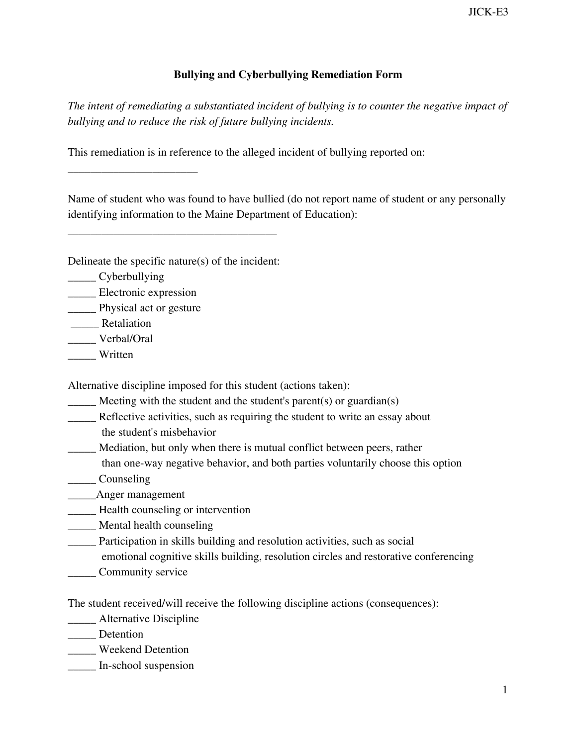**Bullying and Cyberbullying Remediation Form**

*The intent of remediating a substantiated incident of bullying is to counter the negative impact of bullying and to reduce the risk of future bullying incidents.*

This remediation is in reference to the alleged incident of bullying reported on:

_______________________

Name of student who was found to have bullied (do not report name of student or any personally identifying information to the Maine Department of Education):

_____________________________________

Delineate the specific nature(s) of the incident:

_____ Cyberbullying
_____ Electronic expression
_____ Physical act or gesture
_____ Retaliation
_____ Verbal/Oral
_____ Written

Alternative discipline imposed for this student (actions taken):

_____ Meeting with the student and the student's parent(s) or guardian(s)
_____ Reflective activities, such as requiring the student to write an essay about the student's misbehavior
_____ Mediation, but only when there is mutual conflict between peers, rather than one-way negative behavior, and both parties voluntarily choose this option
_____ Counseling
_____Anger management
_____ Health counseling or intervention
_____ Mental health counseling
_____ Participation in skills building and resolution activities, such as social emotional cognitive skills building, resolution circles and restorative conferencing
_____ Community service

The student received/will receive the following discipline actions (consequences):

_____ Alternative Discipline
_____ Detention
_____ Weekend Detention
_____ In-school suspension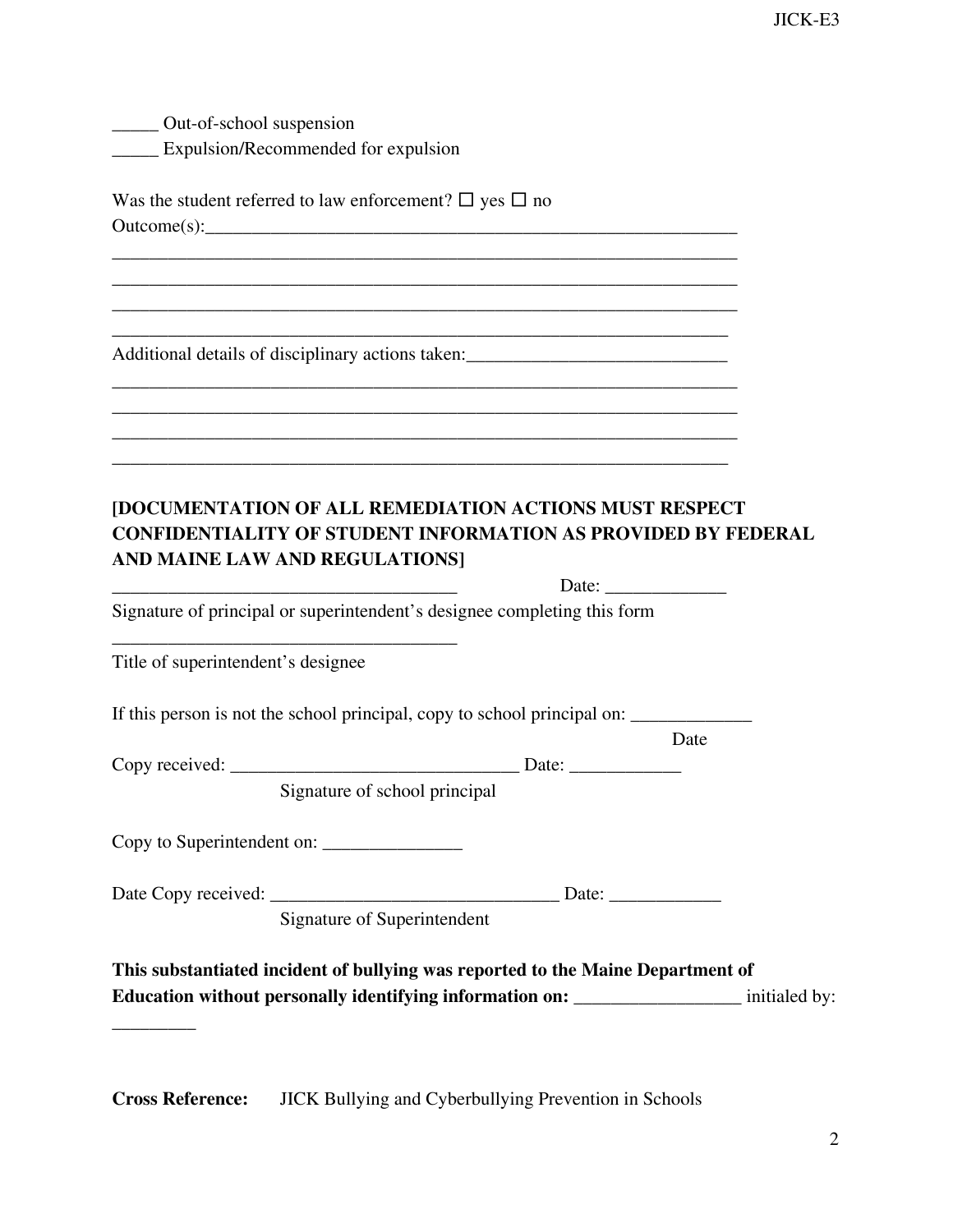_____ Out-of-school suspension
_____ Expulsion/Recommended for expulsion

Was the student referred to law enforcement? ☐ yes ☐ no
Outcome(s):____________________________________________________________
______________________________________________________________________
______________________________________________________________________
______________________________________________________________________
______________________________________________________________________

Additional details of disciplinary actions taken:____________________________
______________________________________________________________________
______________________________________________________________________
______________________________________________________________________
______________________________________________________________________

**[DOCUMENTATION OF ALL REMEDIATION ACTIONS MUST RESPECT CONFIDENTIALITY OF STUDENT INFORMATION AS PROVIDED BY FEDERAL AND MAINE LAW AND REGULATIONS]**

_____________________________________ Date: _____________
Signature of principal or superintendent's designee completing this form

_____________________________________
Title of superintendent's designee

If this person is not the school principal, copy to school principal on: _____________
Date

Copy received: _______________________________ Date: ____________
Signature of school principal

Copy to Superintendent on: _______________

Date Copy received: _______________________________ Date: ____________
Signature of Superintendent

**This substantiated incident of bullying was reported to the Maine Department of Education without personally identifying information on:** __________________ initialed by: _________

**Cross Reference:** JICK Bullying and Cyberbullying Prevention in Schools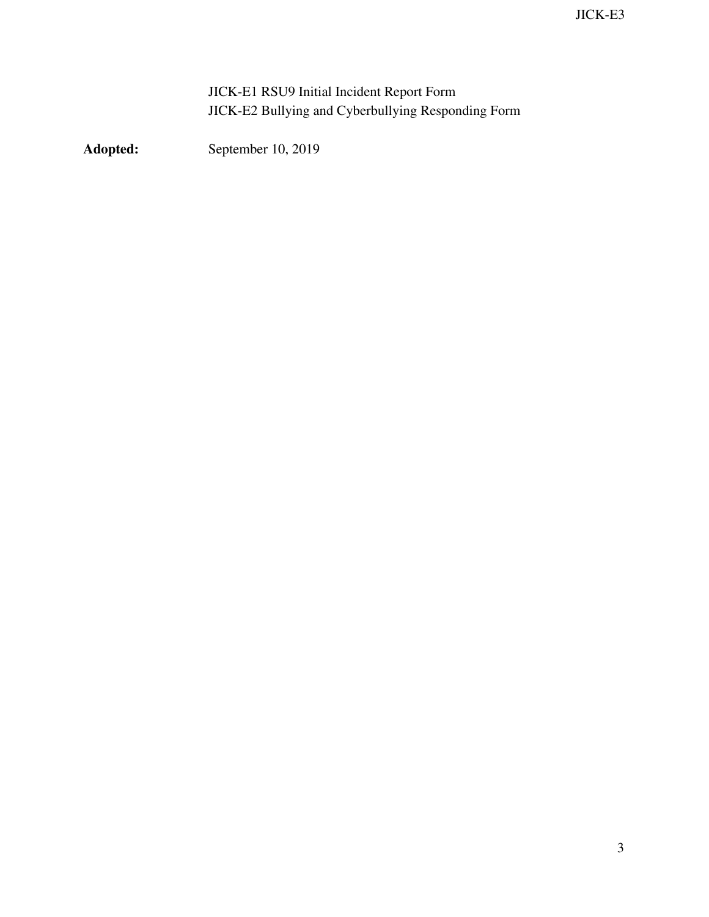JICK-E1 RSU9 Initial Incident Report Form
JICK-E2 Bullying and Cyberbullying Responding Form

**Adopted:** September 10, 2019